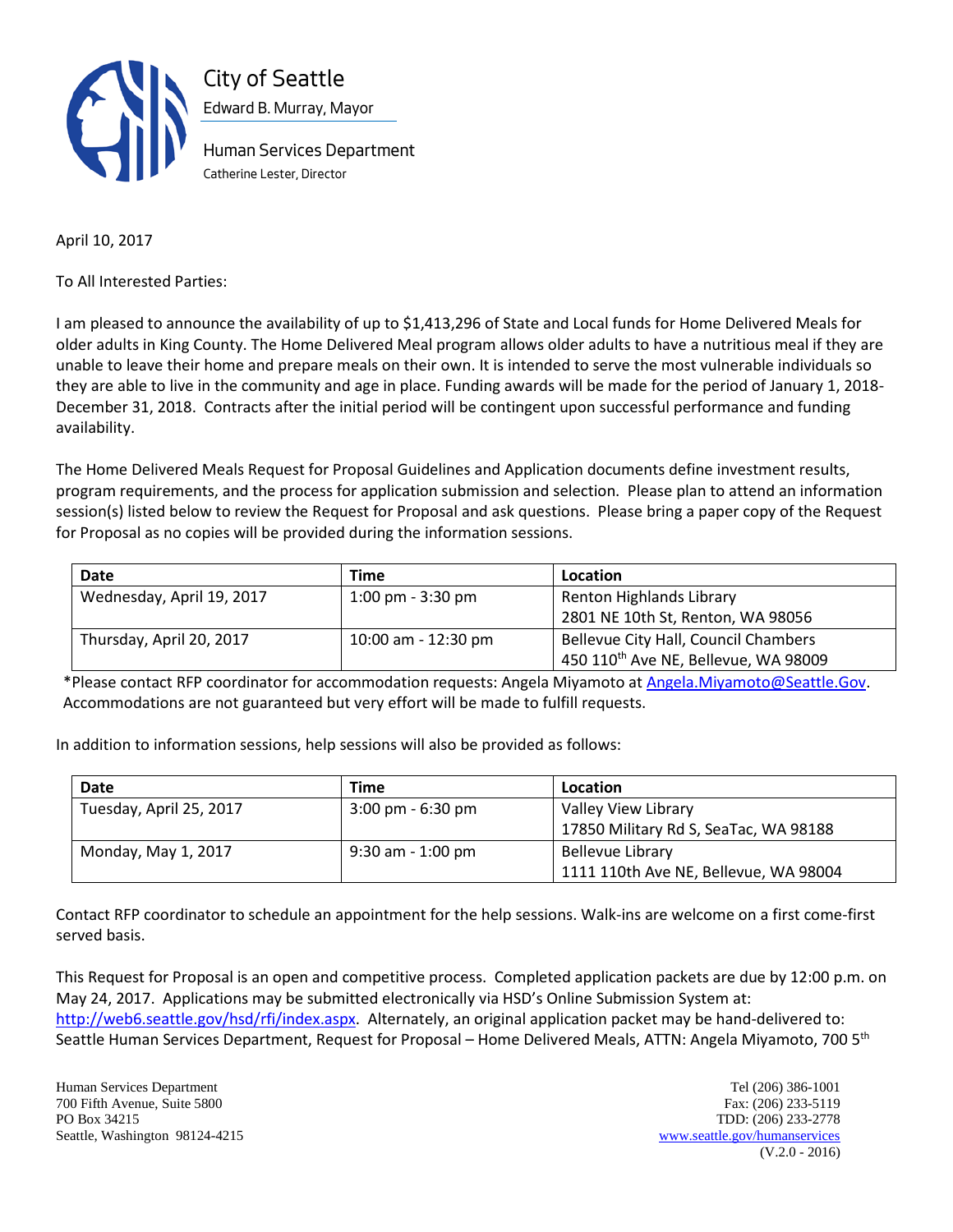City of Seattle

Edward B. Murray, Mayor

Human Services Department

Catherine Lester, Director

April 10, 2017

To All Interested Parties:

I am pleased to announce the availability of up to $1,413,296 of State and Local funds for Home Delivered Meals for older adults in King County. The Home Delivered Meal program allows older adults to have a nutritious meal if they are unable to leave their home and prepare meals on their own. It is intended to serve the most vulnerable individuals so they are able to live in the community and age in place. Funding awards will be made for the period of January 1, 2018-December 31, 2018. Contracts after the initial period will be contingent upon successful performance and funding availability.

The Home Delivered Meals Request for Proposal Guidelines and Application documents define investment results, program requirements, and the process for application submission and selection. Please plan to attend an information session(s) listed below to review the Request for Proposal and ask questions. Please bring a paper copy of the Request for Proposal as no copies will be provided during the information sessions.

| Date | Time | Location |
| --- | --- | --- |
| Wednesday, April 19, 2017 | 1:00 pm - 3:30 pm | Renton Highlands Library<br>2801 NE 10th St, Renton, WA 98056 |
| Thursday, April 20, 2017 | 10:00 am - 12:30 pm | Bellevue City Hall, Council Chambers<br>450 110th Ave NE, Bellevue, WA 98009 |

*Please contact RFP coordinator for accommodation requests: Angela Miyamoto at Angela.Miyamoto@Seattle.Gov. Accommodations are not guaranteed but very effort will be made to fulfill requests.

In addition to information sessions, help sessions will also be provided as follows:

| Date | Time | Location |
| --- | --- | --- |
| Tuesday, April 25, 2017 | 3:00 pm - 6:30 pm | Valley View Library<br>17850 Military Rd S, SeaTac, WA 98188 |
| Monday, May 1, 2017 | 9:30 am - 1:00 pm | Bellevue Library<br>1111 110th Ave NE, Bellevue, WA 98004 |

Contact RFP coordinator to schedule an appointment for the help sessions. Walk-ins are welcome on a first come-first served basis.

This Request for Proposal is an open and competitive process. Completed application packets are due by 12:00 p.m. on May 24, 2017. Applications may be submitted electronically via HSD's Online Submission System at: http://web6.seattle.gov/hsd/rfi/index.aspx. Alternately, an original application packet may be hand-delivered to: Seattle Human Services Department, Request for Proposal – Home Delivered Meals, ATTN: Angela Miyamoto, 700 5th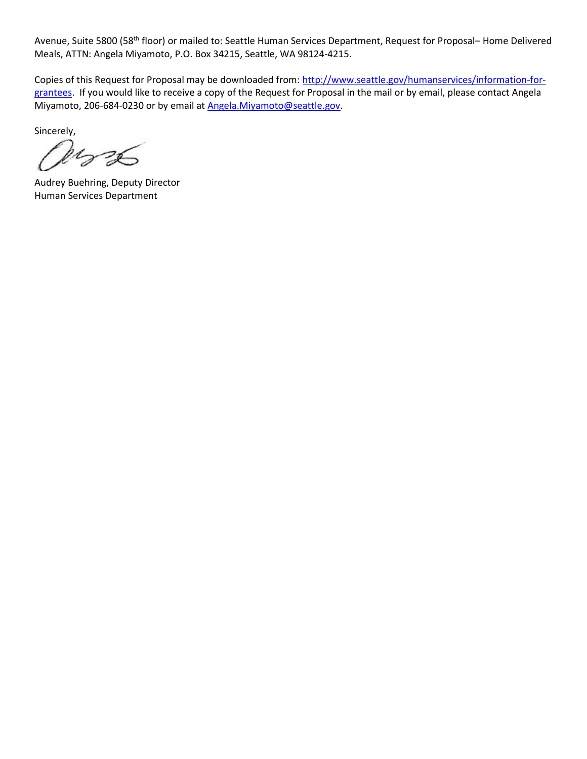Avenue, Suite 5800 (58th floor) or mailed to: Seattle Human Services Department, Request for Proposal– Home Delivered Meals, ATTN: Angela Miyamoto, P.O. Box 34215, Seattle, WA 98124-4215.

Copies of this Request for Proposal may be downloaded from: http://www.seattle.gov/humanservices/information-for-grantees. If you would like to receive a copy of the Request for Proposal in the mail or by email, please contact Angela Miyamoto, 206-684-0230 or by email at Angela.Miyamoto@seattle.gov.

Sincerely,

Audrey Buehring, Deputy Director
Human Services Department